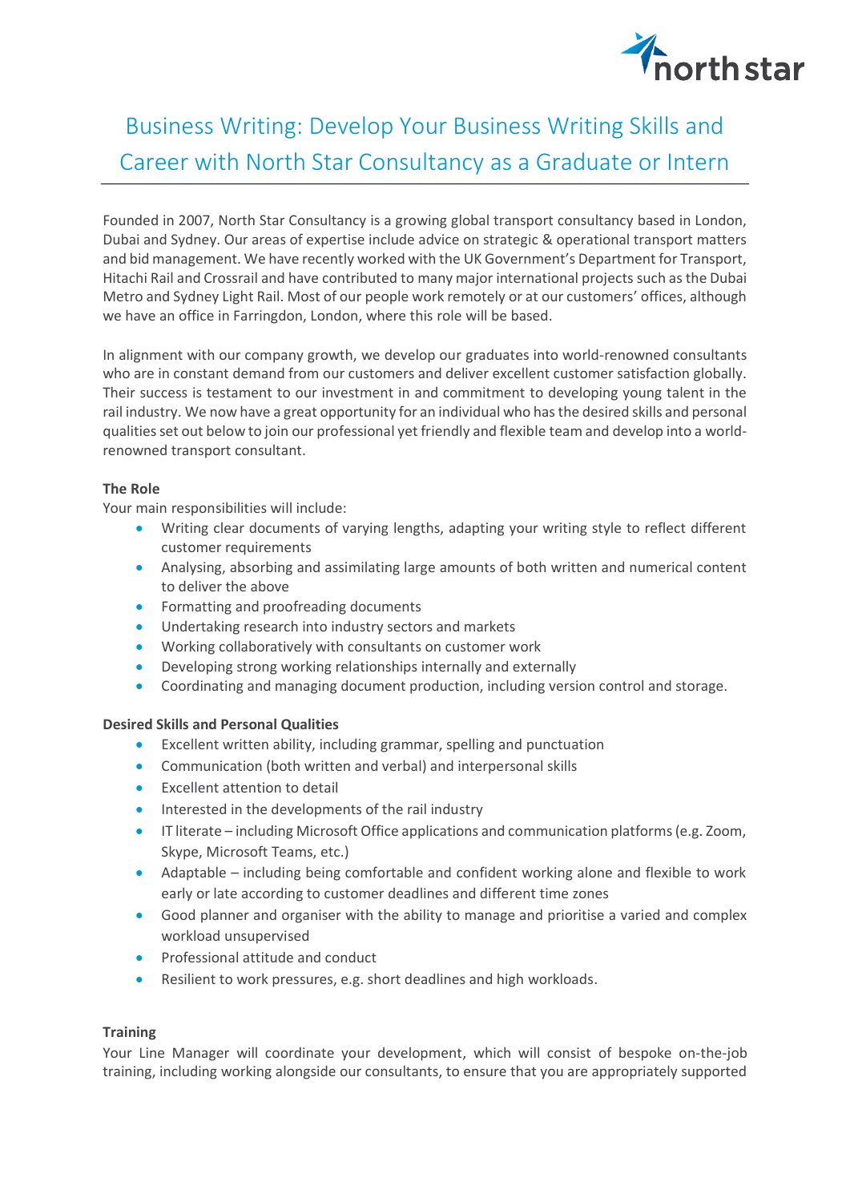# Business Writing: Develop Your Business Writing Skills and Career with North Star Consultancy as a Graduate or Intern

Founded in 2007, North Star Consultancy is a growing global transport consultancy based in London, Dubai and Sydney. Our areas of expertise include advice on strategic & operational transport matters and bid management. We have recently worked with the UK Government's Department for Transport, Hitachi Rail and Crossrail and have contributed to many major international projects such as the Dubai Metro and Sydney Light Rail. Most of our people work remotely or at our customers' offices, although we have an office in Farringdon, London, where this role will be based.

In alignment with our company growth, we develop our graduates into world-renowned consultants who are in constant demand from our customers and deliver excellent customer satisfaction globally. Their success is testament to our investment in and commitment to developing young talent in the rail industry. We now have a great opportunity for an individual who has the desired skills and personal qualities set out below to join our professional yet friendly and flexible team and develop into a world-renowned transport consultant.

**The Role**

Your main responsibilities will include:

- Writing clear documents of varying lengths, adapting your writing style to reflect different customer requirements
- Analysing, absorbing and assimilating large amounts of both written and numerical content to deliver the above
- Formatting and proofreading documents
- Undertaking research into industry sectors and markets
- Working collaboratively with consultants on customer work
- Developing strong working relationships internally and externally
- Coordinating and managing document production, including version control and storage.

**Desired Skills and Personal Qualities**

- Excellent written ability, including grammar, spelling and punctuation
- Communication (both written and verbal) and interpersonal skills
- Excellent attention to detail
- Interested in the developments of the rail industry
- IT literate – including Microsoft Office applications and communication platforms (e.g. Zoom, Skype, Microsoft Teams, etc.)
- Adaptable – including being comfortable and confident working alone and flexible to work early or late according to customer deadlines and different time zones
- Good planner and organiser with the ability to manage and prioritise a varied and complex workload unsupervised
- Professional attitude and conduct
- Resilient to work pressures, e.g. short deadlines and high workloads.

**Training**

Your Line Manager will coordinate your development, which will consist of bespoke on-the-job training, including working alongside our consultants, to ensure that you are appropriately supported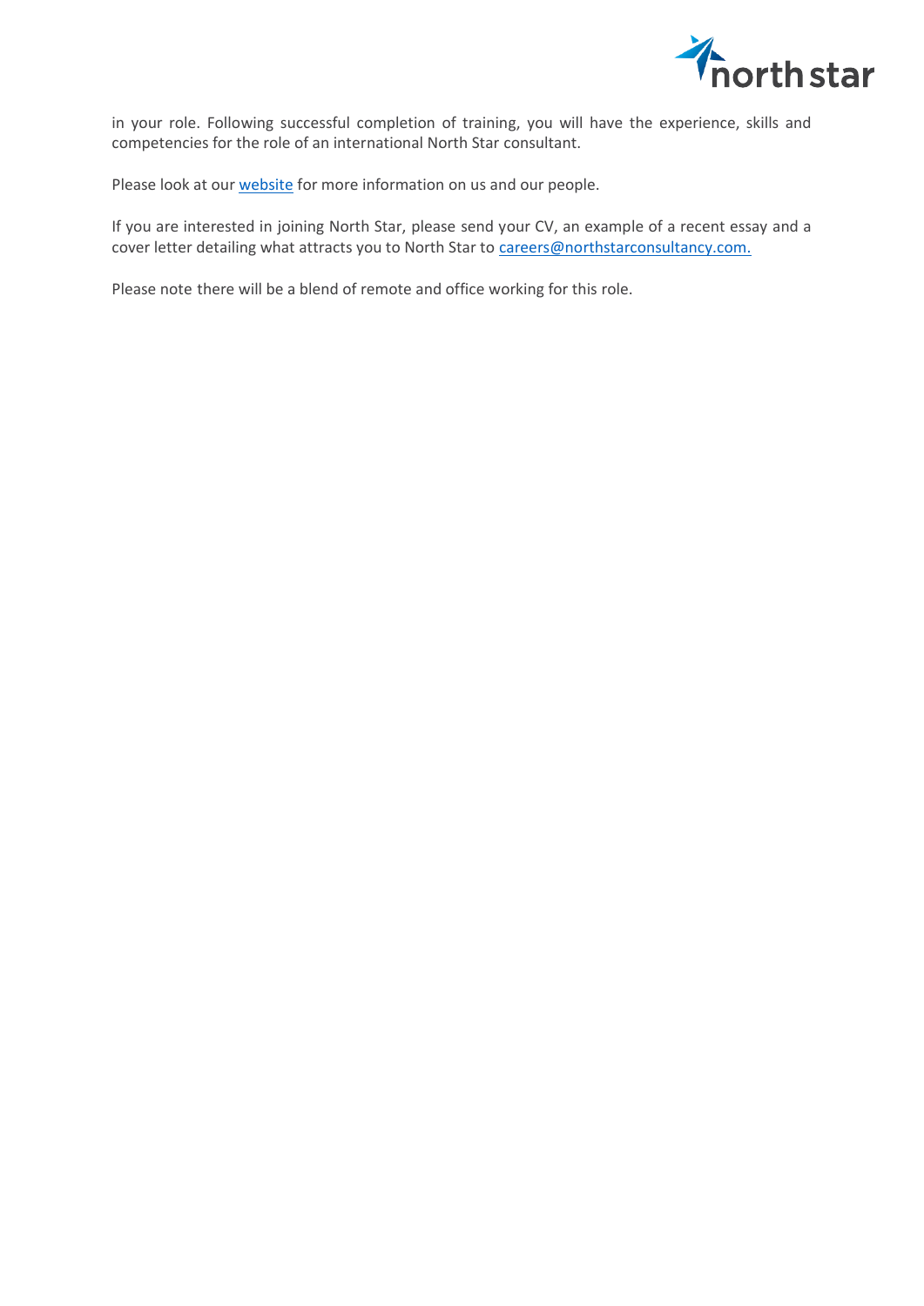in your role. Following successful completion of training, you will have the experience, skills and competencies for the role of an international North Star consultant.

Please look at our website for more information on us and our people.

If you are interested in joining North Star, please send your CV, an example of a recent essay and a cover letter detailing what attracts you to North Star to careers@northstarconsultancy.com.

Please note there will be a blend of remote and office working for this role.